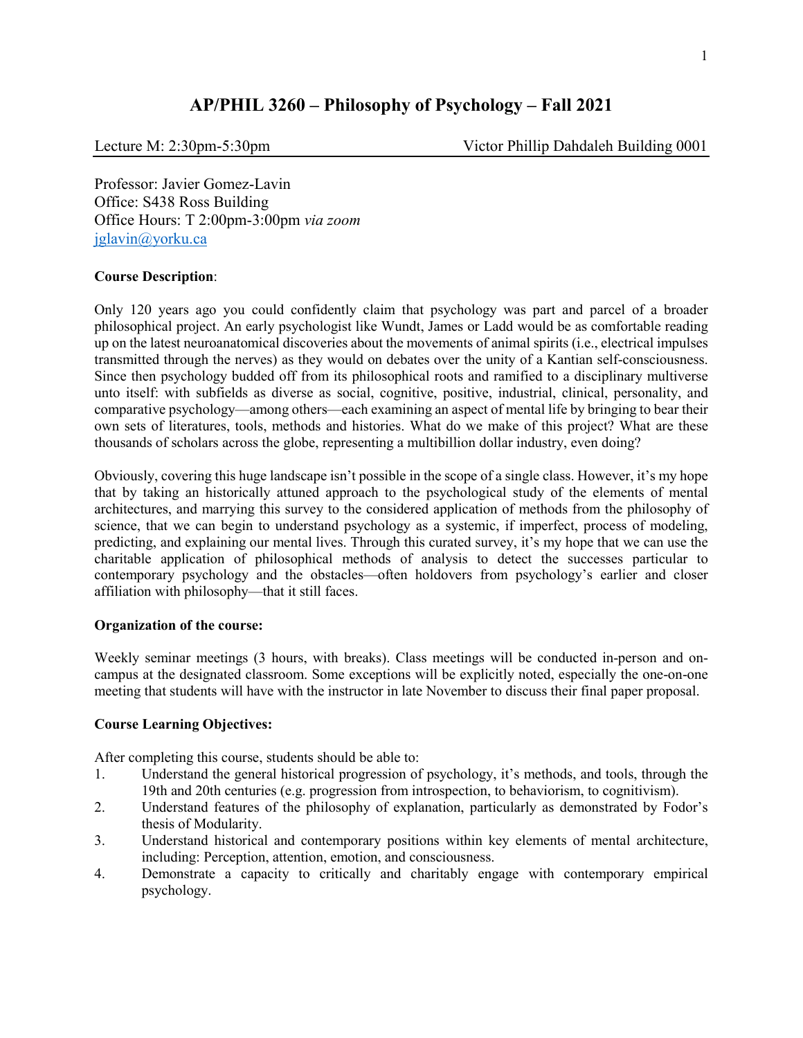# AP/PHIL 3260 – Philosophy of Psychology – Fall 2021

Lecture M: 2:30pm-5:30pm  Victor Phillip Dahdaleh Building 0001

Professor: Javier Gomez-Lavin
Office: S438 Ross Building
Office Hours: T 2:00pm-3:00pm *via zoom*
jglavin@yorku.ca

**Course Description**:

Only 120 years ago you could confidently claim that psychology was part and parcel of a broader philosophical project. An early psychologist like Wundt, James or Ladd would be as comfortable reading up on the latest neuroanatomical discoveries about the movements of animal spirits (i.e., electrical impulses transmitted through the nerves) as they would on debates over the unity of a Kantian self-consciousness. Since then psychology budded off from its philosophical roots and ramified to a disciplinary multiverse unto itself: with subfields as diverse as social, cognitive, positive, industrial, clinical, personality, and comparative psychology—among others—each examining an aspect of mental life by bringing to bear their own sets of literatures, tools, methods and histories. What do we make of this project? What are these thousands of scholars across the globe, representing a multibillion dollar industry, even doing?

Obviously, covering this huge landscape isn't possible in the scope of a single class. However, it's my hope that by taking an historically attuned approach to the psychological study of the elements of mental architectures, and marrying this survey to the considered application of methods from the philosophy of science, that we can begin to understand psychology as a systemic, if imperfect, process of modeling, predicting, and explaining our mental lives. Through this curated survey, it's my hope that we can use the charitable application of philosophical methods of analysis to detect the successes particular to contemporary psychology and the obstacles—often holdovers from psychology's earlier and closer affiliation with philosophy—that it still faces.

**Organization of the course:**

Weekly seminar meetings (3 hours, with breaks). Class meetings will be conducted in-person and on-campus at the designated classroom. Some exceptions will be explicitly noted, especially the one-on-one meeting that students will have with the instructor in late November to discuss their final paper proposal.

**Course Learning Objectives:**

After completing this course, students should be able to:

1. Understand the general historical progression of psychology, it's methods, and tools, through the 19th and 20th centuries (e.g. progression from introspection, to behaviorism, to cognitivism).
2. Understand features of the philosophy of explanation, particularly as demonstrated by Fodor's thesis of Modularity.
3. Understand historical and contemporary positions within key elements of mental architecture, including: Perception, attention, emotion, and consciousness.
4. Demonstrate a capacity to critically and charitably engage with contemporary empirical psychology.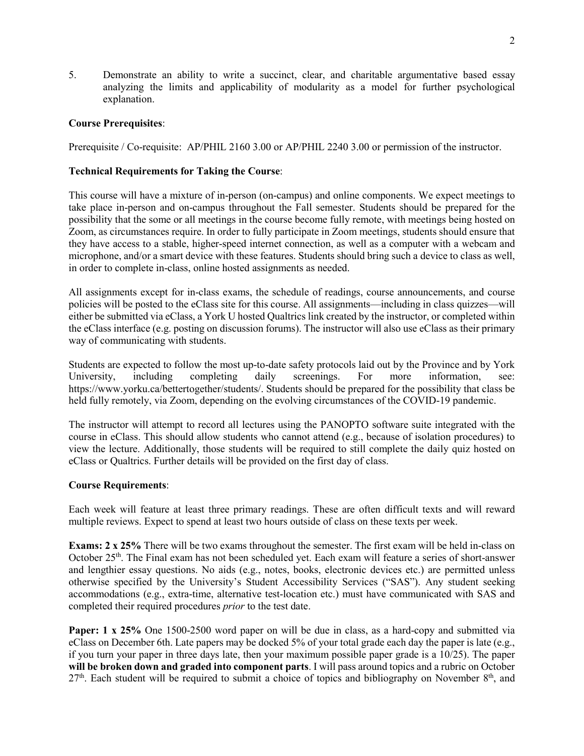5. Demonstrate an ability to write a succinct, clear, and charitable argumentative based essay analyzing the limits and applicability of modularity as a model for further psychological explanation.

**Course Prerequisites**:

Prerequisite / Co-requisite: AP/PHIL 2160 3.00 or AP/PHIL 2240 3.00 or permission of the instructor.

**Technical Requirements for Taking the Course**:

This course will have a mixture of in-person (on-campus) and online components. We expect meetings to take place in-person and on-campus throughout the Fall semester. Students should be prepared for the possibility that the some or all meetings in the course become fully remote, with meetings being hosted on Zoom, as circumstances require. In order to fully participate in Zoom meetings, students should ensure that they have access to a stable, higher-speed internet connection, as well as a computer with a webcam and microphone, and/or a smart device with these features. Students should bring such a device to class as well, in order to complete in-class, online hosted assignments as needed.

All assignments except for in-class exams, the schedule of readings, course announcements, and course policies will be posted to the eClass site for this course. All assignments—including in class quizzes—will either be submitted via eClass, a York U hosted Qualtrics link created by the instructor, or completed within the eClass interface (e.g. posting on discussion forums). The instructor will also use eClass as their primary way of communicating with students.

Students are expected to follow the most up-to-date safety protocols laid out by the Province and by York University, including completing daily screenings. For more information, see: https://www.yorku.ca/bettertogether/students/. Students should be prepared for the possibility that class be held fully remotely, via Zoom, depending on the evolving circumstances of the COVID-19 pandemic.

The instructor will attempt to record all lectures using the PANOPTO software suite integrated with the course in eClass. This should allow students who cannot attend (e.g., because of isolation procedures) to view the lecture. Additionally, those students will be required to still complete the daily quiz hosted on eClass or Qualtrics. Further details will be provided on the first day of class.

**Course Requirements**:

Each week will feature at least three primary readings. These are often difficult texts and will reward multiple reviews. Expect to spend at least two hours outside of class on these texts per week.

**Exams: 2 x 25%** There will be two exams throughout the semester. The first exam will be held in-class on October 25th. The Final exam has not been scheduled yet. Each exam will feature a series of short-answer and lengthier essay questions. No aids (e.g., notes, books, electronic devices etc.) are permitted unless otherwise specified by the University's Student Accessibility Services ("SAS"). Any student seeking accommodations (e.g., extra-time, alternative test-location etc.) must have communicated with SAS and completed their required procedures *prior* to the test date.

**Paper: 1 x 25%** One 1500-2500 word paper on will be due in class, as a hard-copy and submitted via eClass on December 6th. Late papers may be docked 5% of your total grade each day the paper is late (e.g., if you turn your paper in three days late, then your maximum possible paper grade is a 10/25). The paper **will be broken down and graded into component parts**. I will pass around topics and a rubric on October 27th. Each student will be required to submit a choice of topics and bibliography on November 8th, and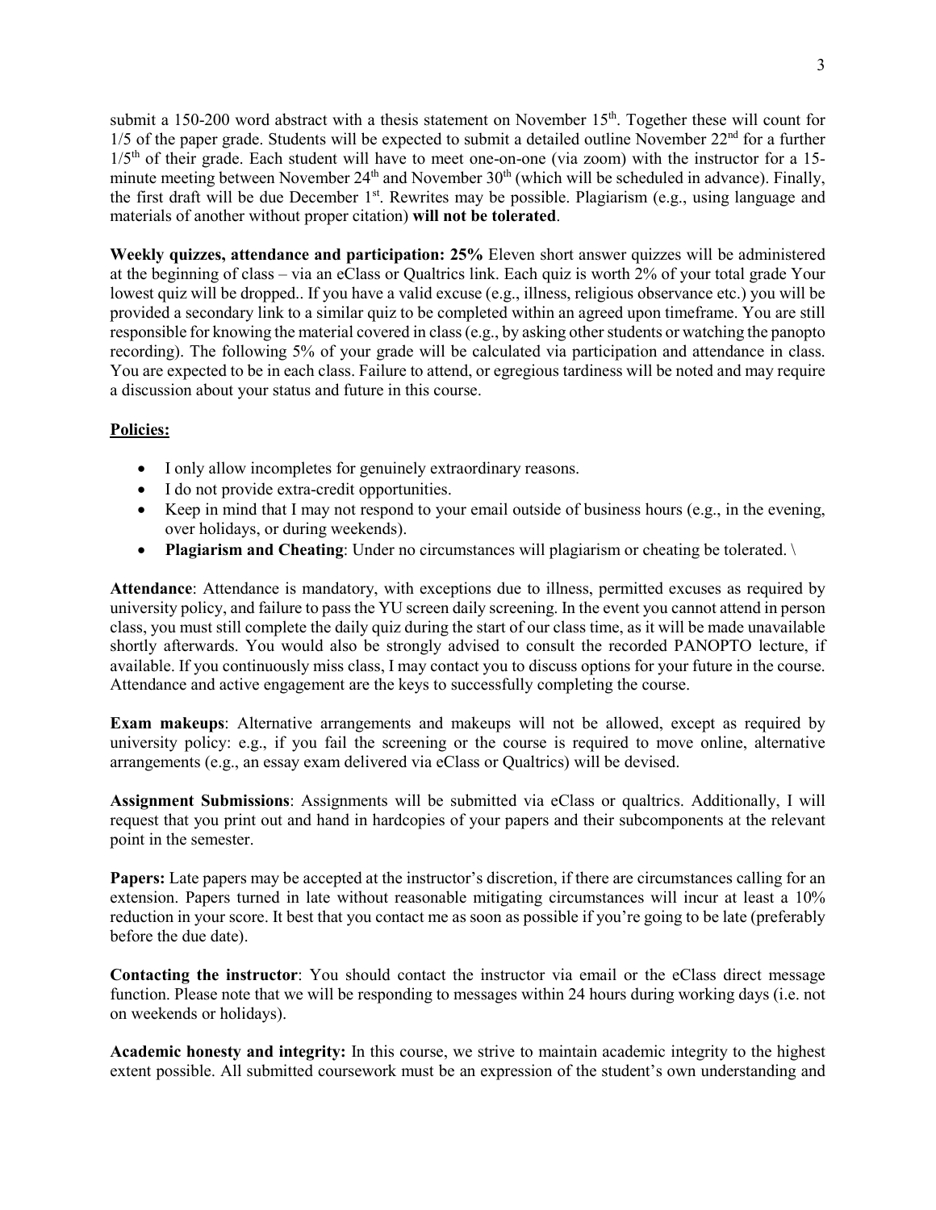submit a 150-200 word abstract with a thesis statement on November 15th. Together these will count for 1/5 of the paper grade. Students will be expected to submit a detailed outline November 22nd for a further 1/5th of their grade. Each student will have to meet one-on-one (via zoom) with the instructor for a 15-minute meeting between November 24th and November 30th (which will be scheduled in advance). Finally, the first draft will be due December 1st. Rewrites may be possible. Plagiarism (e.g., using language and materials of another without proper citation) **will not be tolerated**.

**Weekly quizzes, attendance and participation: 25%** Eleven short answer quizzes will be administered at the beginning of class – via an eClass or Qualtrics link. Each quiz is worth 2% of your total grade Your lowest quiz will be dropped.. If you have a valid excuse (e.g., illness, religious observance etc.) you will be provided a secondary link to a similar quiz to be completed within an agreed upon timeframe. You are still responsible for knowing the material covered in class (e.g., by asking other students or watching the panopto recording). The following 5% of your grade will be calculated via participation and attendance in class. You are expected to be in each class. Failure to attend, or egregious tardiness will be noted and may require a discussion about your status and future in this course.

**Policies:**

- I only allow incompletes for genuinely extraordinary reasons.
- I do not provide extra-credit opportunities.
- Keep in mind that I may not respond to your email outside of business hours (e.g., in the evening, over holidays, or during weekends).
- **Plagiarism and Cheating**: Under no circumstances will plagiarism or cheating be tolerated. \

**Attendance**: Attendance is mandatory, with exceptions due to illness, permitted excuses as required by university policy, and failure to pass the YU screen daily screening. In the event you cannot attend in person class, you must still complete the daily quiz during the start of our class time, as it will be made unavailable shortly afterwards. You would also be strongly advised to consult the recorded PANOPTO lecture, if available. If you continuously miss class, I may contact you to discuss options for your future in the course. Attendance and active engagement are the keys to successfully completing the course.

**Exam makeups**: Alternative arrangements and makeups will not be allowed, except as required by university policy: e.g., if you fail the screening or the course is required to move online, alternative arrangements (e.g., an essay exam delivered via eClass or Qualtrics) will be devised.

**Assignment Submissions**: Assignments will be submitted via eClass or qualtrics. Additionally, I will request that you print out and hand in hardcopies of your papers and their subcomponents at the relevant point in the semester.

**Papers:** Late papers may be accepted at the instructor's discretion, if there are circumstances calling for an extension. Papers turned in late without reasonable mitigating circumstances will incur at least a 10% reduction in your score. It best that you contact me as soon as possible if you're going to be late (preferably before the due date).

**Contacting the instructor**: You should contact the instructor via email or the eClass direct message function. Please note that we will be responding to messages within 24 hours during working days (i.e. not on weekends or holidays).

**Academic honesty and integrity:** In this course, we strive to maintain academic integrity to the highest extent possible. All submitted coursework must be an expression of the student's own understanding and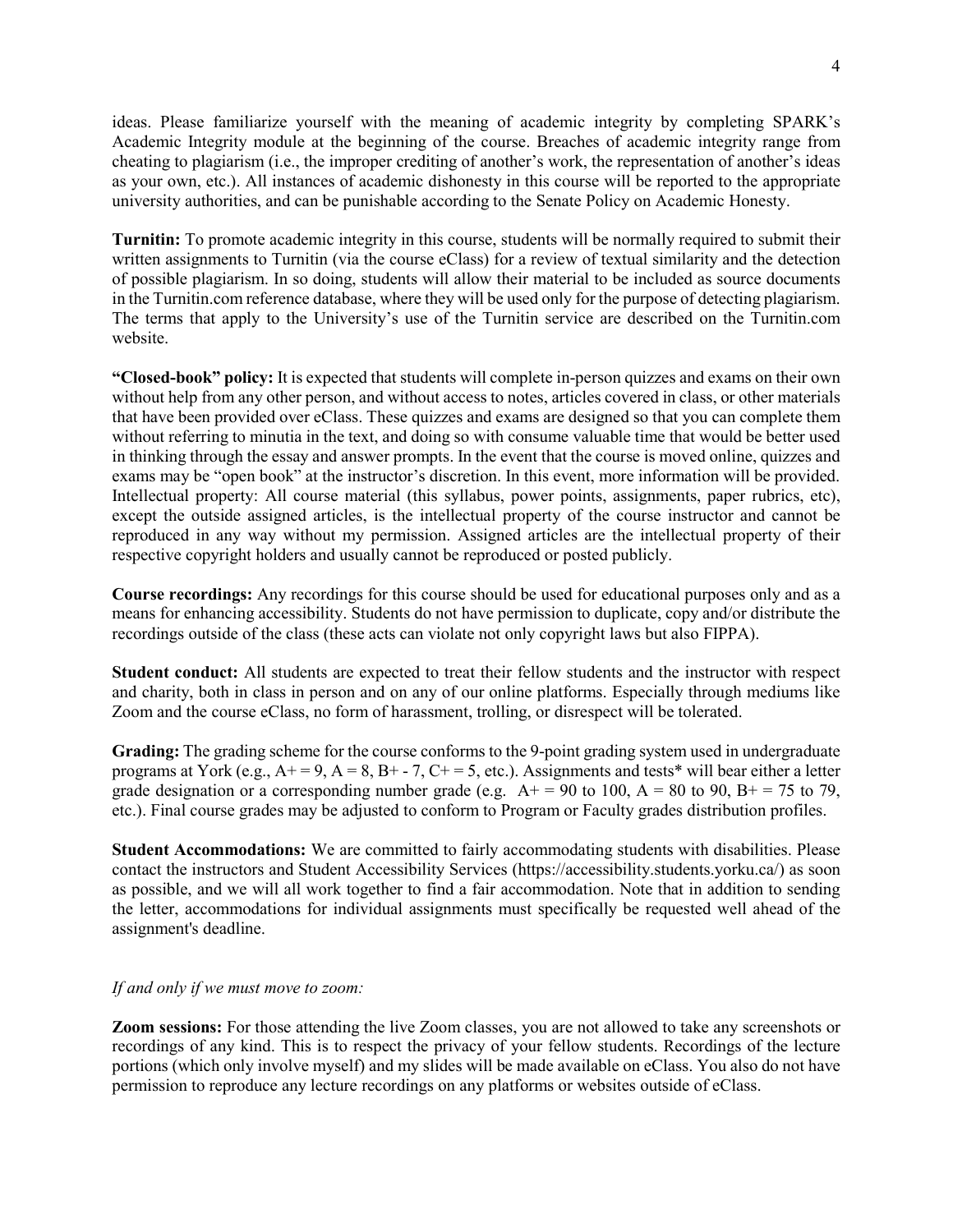ideas. Please familiarize yourself with the meaning of academic integrity by completing SPARK's Academic Integrity module at the beginning of the course. Breaches of academic integrity range from cheating to plagiarism (i.e., the improper crediting of another's work, the representation of another's ideas as your own, etc.). All instances of academic dishonesty in this course will be reported to the appropriate university authorities, and can be punishable according to the Senate Policy on Academic Honesty.

**Turnitin:** To promote academic integrity in this course, students will be normally required to submit their written assignments to Turnitin (via the course eClass) for a review of textual similarity and the detection of possible plagiarism. In so doing, students will allow their material to be included as source documents in the Turnitin.com reference database, where they will be used only for the purpose of detecting plagiarism. The terms that apply to the University's use of the Turnitin service are described on the Turnitin.com website.

**"Closed-book" policy:** It is expected that students will complete in-person quizzes and exams on their own without help from any other person, and without access to notes, articles covered in class, or other materials that have been provided over eClass. These quizzes and exams are designed so that you can complete them without referring to minutia in the text, and doing so with consume valuable time that would be better used in thinking through the essay and answer prompts. In the event that the course is moved online, quizzes and exams may be "open book" at the instructor's discretion. In this event, more information will be provided. Intellectual property: All course material (this syllabus, power points, assignments, paper rubrics, etc), except the outside assigned articles, is the intellectual property of the course instructor and cannot be reproduced in any way without my permission. Assigned articles are the intellectual property of their respective copyright holders and usually cannot be reproduced or posted publicly.

**Course recordings:** Any recordings for this course should be used for educational purposes only and as a means for enhancing accessibility. Students do not have permission to duplicate, copy and/or distribute the recordings outside of the class (these acts can violate not only copyright laws but also FIPPA).

**Student conduct:** All students are expected to treat their fellow students and the instructor with respect and charity, both in class in person and on any of our online platforms. Especially through mediums like Zoom and the course eClass, no form of harassment, trolling, or disrespect will be tolerated.

**Grading:** The grading scheme for the course conforms to the 9-point grading system used in undergraduate programs at York (e.g., A+ = 9, A = 8, B+ - 7, C+ = 5, etc.). Assignments and tests* will bear either a letter grade designation or a corresponding number grade (e.g. A+ = 90 to 100, A = 80 to 90, B+ = 75 to 79, etc.). Final course grades may be adjusted to conform to Program or Faculty grades distribution profiles.

**Student Accommodations:** We are committed to fairly accommodating students with disabilities. Please contact the instructors and Student Accessibility Services (https://accessibility.students.yorku.ca/) as soon as possible, and we will all work together to find a fair accommodation. Note that in addition to sending the letter, accommodations for individual assignments must specifically be requested well ahead of the assignment's deadline.

*If and only if we must move to zoom:*

**Zoom sessions:** For those attending the live Zoom classes, you are not allowed to take any screenshots or recordings of any kind. This is to respect the privacy of your fellow students. Recordings of the lecture portions (which only involve myself) and my slides will be made available on eClass. You also do not have permission to reproduce any lecture recordings on any platforms or websites outside of eClass.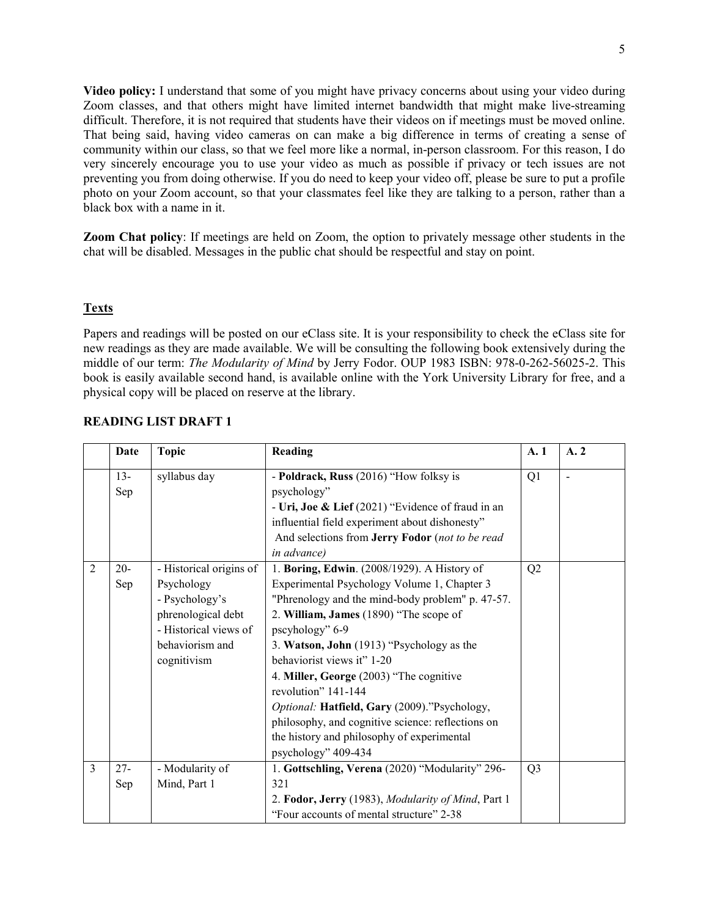**Video policy:** I understand that some of you might have privacy concerns about using your video during Zoom classes, and that others might have limited internet bandwidth that might make live-streaming difficult. Therefore, it is not required that students have their videos on if meetings must be moved online. That being said, having video cameras on can make a big difference in terms of creating a sense of community within our class, so that we feel more like a normal, in-person classroom. For this reason, I do very sincerely encourage you to use your video as much as possible if privacy or tech issues are not preventing you from doing otherwise. If you do need to keep your video off, please be sure to put a profile photo on your Zoom account, so that your classmates feel like they are talking to a person, rather than a black box with a name in it.

**Zoom Chat policy**: If meetings are held on Zoom, the option to privately message other students in the chat will be disabled. Messages in the public chat should be respectful and stay on point.

## Texts

Papers and readings will be posted on our eClass site. It is your responsibility to check the eClass site for new readings as they are made available. We will be consulting the following book extensively during the middle of our term: *The Modularity of Mind* by Jerry Fodor. OUP 1983 ISBN: 978-0-262-56025-2. This book is easily available second hand, is available online with the York University Library for free, and a physical copy will be placed on reserve at the library.

### READING LIST DRAFT 1

| | Date | Topic | Reading | A. 1 | A. 2 |
|---|---|---|---|---|---|
| | 13-Sep | syllabus day | - **Poldrack, Russ** (2016) "How folksy is psychology"<br>- **Uri, Joe & Lief** (2021) "Evidence of fraud in an influential field experiment about dishonesty"<br>And selections from **Jerry Fodor** (*not to be read in advance)* | Q1 | - |
| 2 | 20-Sep | - Historical origins of Psychology<br>- Psychology's phrenological debt<br>- Historical views of behaviorism and cognitivism | 1. **Boring, Edwin**. (2008/1929). A History of Experimental Psychology Volume 1, Chapter 3 "Phrenology and the mind-body problem" p. 47-57.<br>2. **William, James** (1890) "The scope of pscyhology" 6-9<br>3. **Watson, John** (1913) "Psychology as the behaviorist views it" 1-20<br>4. **Miller, George** (2003) "The cognitive revolution" 141-144<br>*Optional:* **Hatfield, Gary** (2009)."Psychology, philosophy, and cognitive science: reflections on the history and philosophy of experimental psychology" 409-434 | Q2 | |
| 3 | 27-Sep | - Modularity of Mind, Part 1 | 1. **Gottschling, Verena** (2020) "Modularity" 296-321<br>2. **Fodor, Jerry** (1983), *Modularity of Mind*, Part 1 "Four accounts of mental structure" 2-38 | Q3 | |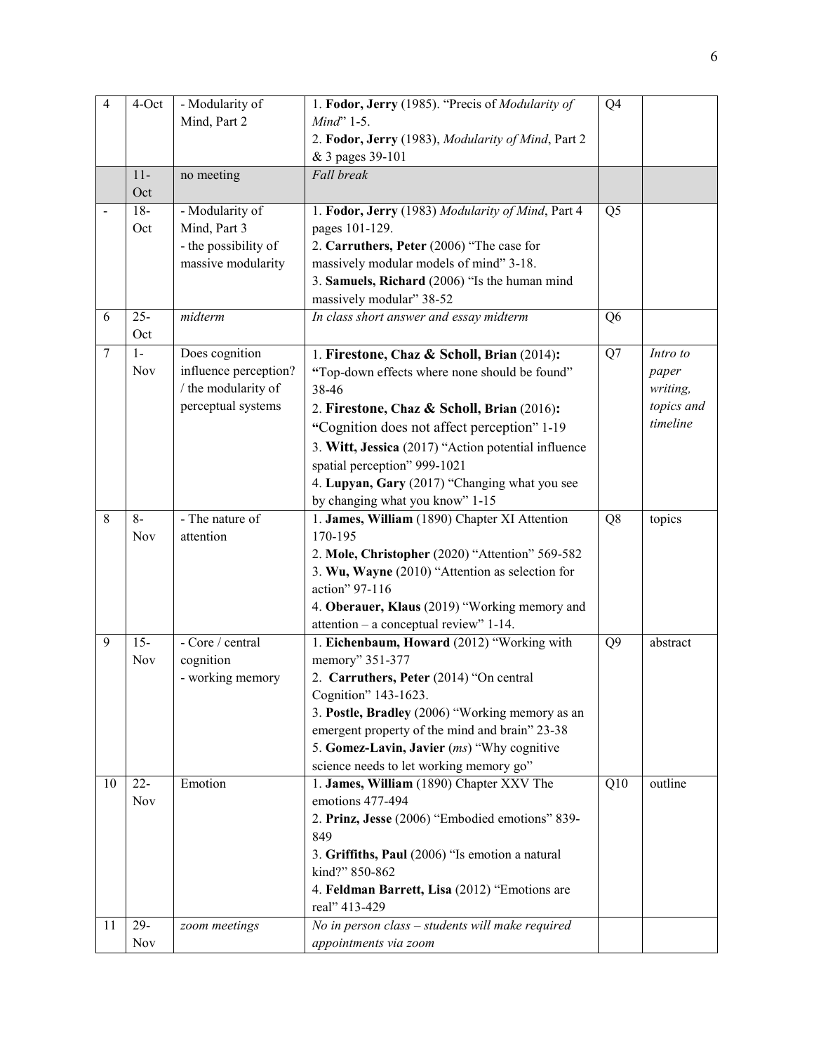| 4 | 4-Oct | - Modularity of Mind, Part 2 | 1. **Fodor, Jerry** (1985). "Precis of *Modularity of Mind*" 1-5.<br>2. **Fodor, Jerry** (1983), *Modularity of Mind*, Part 2 & 3 pages 39-101 | Q4 | |
|---|---|---|---|---|---|
| | 11-Oct | no meeting | *Fall break* | | |
| - | 18-Oct | - Modularity of Mind, Part 3<br>- the possibility of massive modularity | 1. **Fodor, Jerry** (1983) *Modularity of Mind*, Part 4 pages 101-129.<br>2. **Carruthers, Peter** (2006) "The case for massively modular models of mind" 3-18.<br>3. **Samuels, Richard** (2006) "Is the human mind massively modular" 38-52 | Q5 | |
| 6 | 25-Oct | *midterm* | *In class short answer and essay midterm* | Q6 | |
| 7 | 1-Nov | Does cognition influence perception? / the modularity of perceptual systems | 1. **Firestone, Chaz & Scholl, Brian** (2014): "Top-down effects where none should be found" 38-46<br>2. **Firestone, Chaz & Scholl, Brian** (2016): "Cognition does not affect perception" 1-19<br>3. **Witt, Jessica** (2017) "Action potential influence spatial perception" 999-1021<br>4. **Lupyan, Gary** (2017) "Changing what you see by changing what you know" 1-15 | Q7 | *Intro to paper writing, topics and timeline* |
| 8 | 8-Nov | - The nature of attention | 1. **James, William** (1890) Chapter XI Attention 170-195<br>2. **Mole, Christopher** (2020) "Attention" 569-582<br>3. **Wu, Wayne** (2010) "Attention as selection for action" 97-116<br>4. **Oberauer, Klaus** (2019) "Working memory and attention – a conceptual review" 1-14. | Q8 | topics |
| 9 | 15-Nov | - Core / central cognition<br>- working memory | 1. **Eichenbaum, Howard** (2012) "Working with memory" 351-377<br>2. **Carruthers, Peter** (2014) "On central Cognition" 143-1623.<br>3. **Postle, Bradley** (2006) "Working memory as an emergent property of the mind and brain" 23-38<br>5. **Gomez-Lavin, Javier** (*ms*) "Why cognitive science needs to let working memory go" | Q9 | abstract |
| 10 | 22-Nov | Emotion | 1. **James, William** (1890) Chapter XXV The emotions 477-494<br>2. **Prinz, Jesse** (2006) "Embodied emotions" 839-849<br>3. **Griffiths, Paul** (2006) "Is emotion a natural kind?" 850-862<br>4. **Feldman Barrett, Lisa** (2012) "Emotions are real" 413-429 | Q10 | outline |
| 11 | 29-Nov | *zoom meetings* | *No in person class – students will make required appointments via zoom* | | |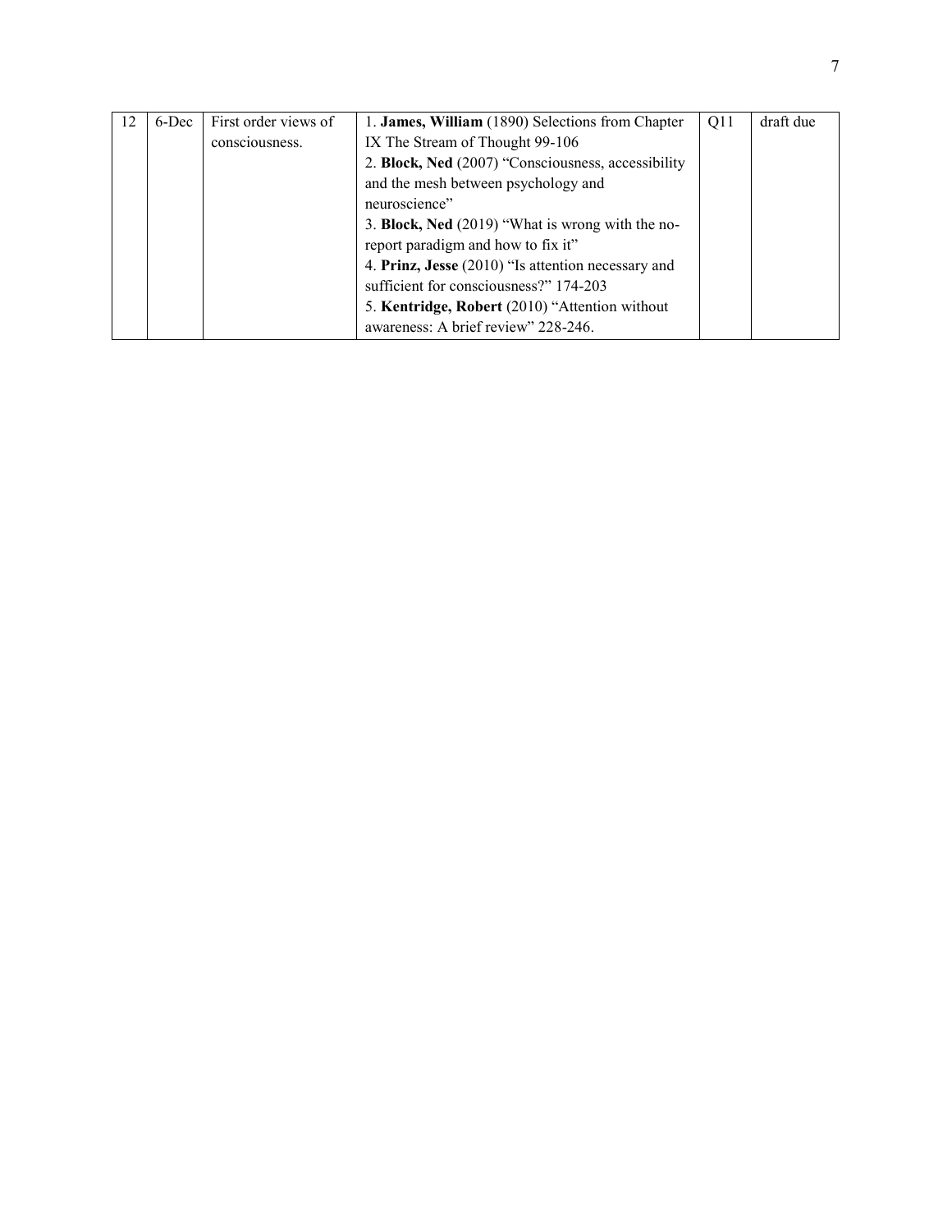| | | | | | |
|---|---|---|---|---|---|
| 12 | 6-Dec | First order views of consciousness. | 1. **James, William** (1890) Selections from Chapter IX The Stream of Thought 99-106<br>2. **Block, Ned** (2007) "Consciousness, accessibility and the mesh between psychology and neuroscience"<br>3. **Block, Ned** (2019) "What is wrong with the no-report paradigm and how to fix it"<br>4. **Prinz, Jesse** (2010) "Is attention necessary and sufficient for consciousness?" 174-203<br>5. **Kentridge, Robert** (2010) "Attention without awareness: A brief review" 228-246. | Q11 | draft due |